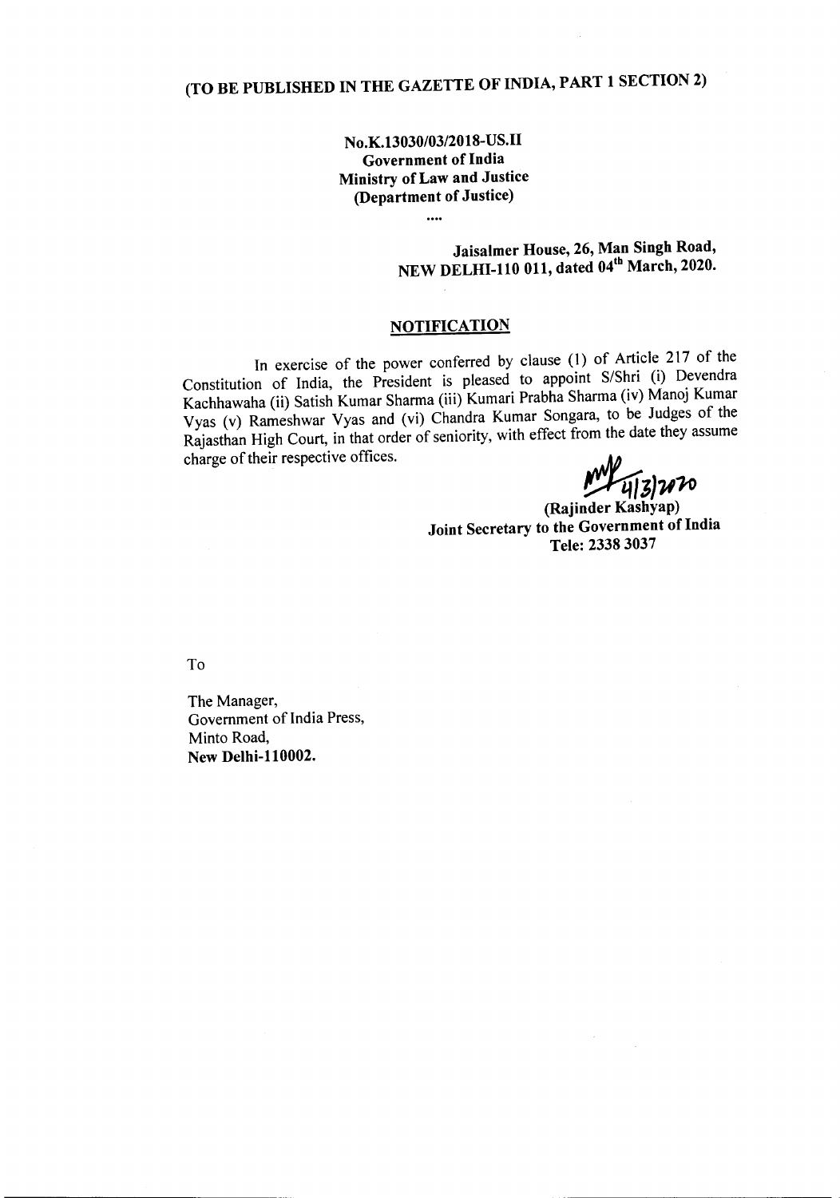**(TO BE PUBLISHED IN THE GAZETTE OF INDIA, PART 1 SECTION 2)**

**No.K.13030/03/2018-US.II**
**Government of India**
**Ministry of Law and Justice**
**(Department of Justice)**

....

**Jaisalmer House, 26, Man Singh Road,**
**NEW DELHI-110 011, dated 04th March, 2020.**

## NOTIFICATION

In exercise of the power conferred by clause (1) of Article 217 of the Constitution of India, the President is pleased to appoint S/Shri (i) Devendra Kachhawaha (ii) Satish Kumar Sharma (iii) Kumari Prabha Sharma (iv) Manoj Kumar Vyas (v) Rameshwar Vyas and (vi) Chandra Kumar Songara, to be Judges of the Rajasthan High Court, in that order of seniority, with effect from the date they assume charge of their respective offices.

4/3/2020

**(Rajinder Kashyap)**
**Joint Secretary to the Government of India**
**Tele: 2338 3037**

To

The Manager,
Government of India Press,
Minto Road,
**New Delhi-110002.**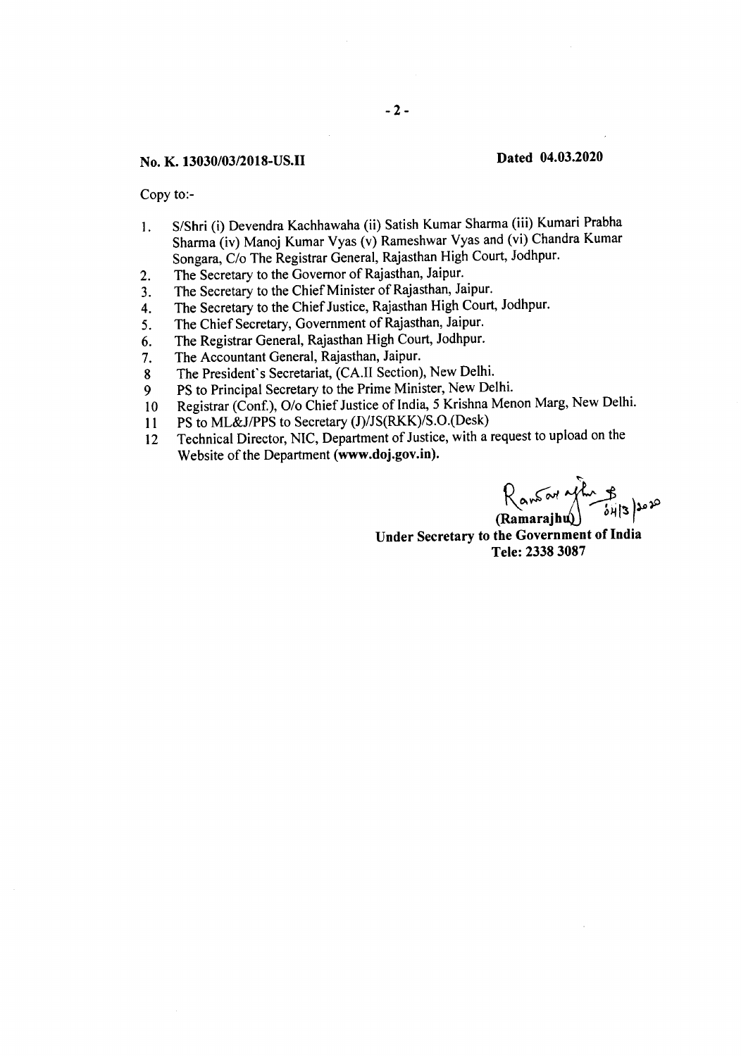**No. K. 13030/03/2018-US.II** **Dated 04.03.2020**

Copy to:-

1. S/Shri (i) Devendra Kachhawaha (ii) Satish Kumar Sharma (iii) Kumari Prabha Sharma (iv) Manoj Kumar Vyas (v) Rameshwar Vyas and (vi) Chandra Kumar Songara, C/o The Registrar General, Rajasthan High Court, Jodhpur.
2. The Secretary to the Governor of Rajasthan, Jaipur.
3. The Secretary to the Chief Minister of Rajasthan, Jaipur.
4. The Secretary to the Chief Justice, Rajasthan High Court, Jodhpur.
5. The Chief Secretary, Government of Rajasthan, Jaipur.
6. The Registrar General, Rajasthan High Court, Jodhpur.
7. The Accountant General, Rajasthan, Jaipur.
8. The President's Secretariat, (CA.II Section), New Delhi.
9. PS to Principal Secretary to the Prime Minister, New Delhi.
10. Registrar (Conf.), O/o Chief Justice of India, 5 Krishna Menon Marg, New Delhi.
11. PS to ML&J/PPS to Secretary (J)/JS(RKK)/S.O.(Desk)
12. Technical Director, NIC, Department of Justice, with a request to upload on the Website of the Department (**www.doj.gov.in**).

04/3/2020

**(Ramarajhu)**
**Under Secretary to the Government of India**
**Tele: 2338 3087**